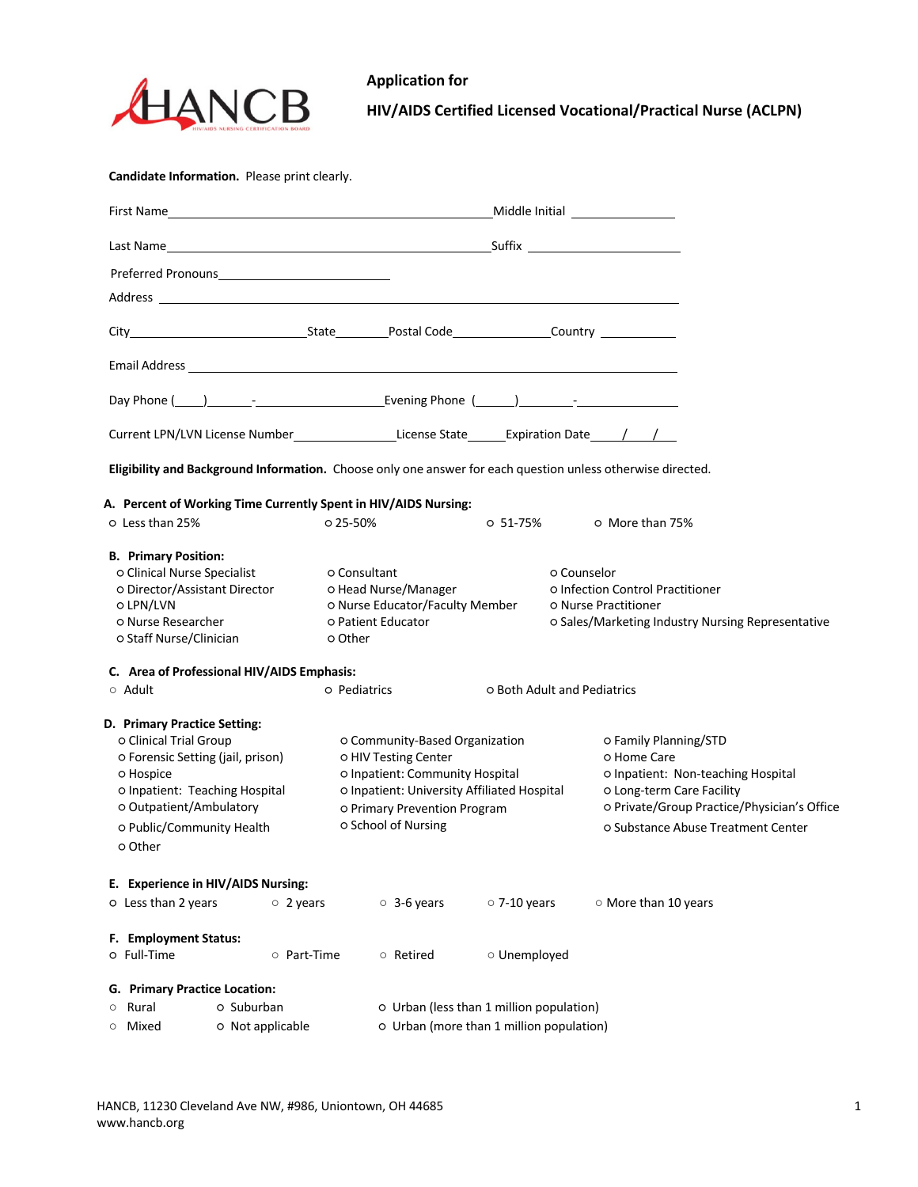HANCB
HIV/AIDS NURSING CERTIFICATION BOARD

# Application for

# HIV/AIDS Certified Licensed Vocational/Practical Nurse (ACLPN)

**Candidate Information.** Please print clearly.

First Name_______________________________________________Middle Initial ______________

Last Name_______________________________________________Suffix ____________________

Preferred Pronouns_________________________

Address ________________________________________________________________________

City__________________________State________Postal Code_______________Country ____________

Email Address ____________________________________________________________________

Day Phone (____)_______-____________________Evening Phone (______)________-_________________

Current LPN/LVN License Number_______________License State_____Expiration Date____/___/___

**Eligibility and Background Information.** Choose only one answer for each question unless otherwise directed.

**A. Percent of Working Time Currently Spent in HIV/AIDS Nursing:**

- ○ Less than 25%
- ○ 25-50%
- ○ 51-75%
- ○ More than 75%

**B. Primary Position:**

- ○ Clinical Nurse Specialist
- ○ Consultant
- ○ Counselor
- ○ Director/Assistant Director
- ○ Head Nurse/Manager
- ○ Infection Control Practitioner
- ○ LPN/LVN
- ○ Nurse Educator/Faculty Member
- ○ Nurse Practitioner
- ○ Nurse Researcher
- ○ Patient Educator
- ○ Sales/Marketing Industry Nursing Representative
- ○ Staff Nurse/Clinician
- ○ Other

**C. Area of Professional HIV/AIDS Emphasis:**

- ○ Adult
- ○ Pediatrics
- ○ Both Adult and Pediatrics

**D. Primary Practice Setting:**

- ○ Clinical Trial Group
- ○ Community-Based Organization
- ○ Family Planning/STD
- ○ Forensic Setting (jail, prison)
- ○ HIV Testing Center
- ○ Home Care
- ○ Hospice
- ○ Inpatient: Community Hospital
- ○ Inpatient: Non-teaching Hospital
- ○ Inpatient: Teaching Hospital
- ○ Inpatient: University Affiliated Hospital
- ○ Long-term Care Facility
- ○ Outpatient/Ambulatory
- ○ Primary Prevention Program
- ○ Private/Group Practice/Physician's Office
- ○ Public/Community Health
- ○ School of Nursing
- ○ Substance Abuse Treatment Center
- ○ Other

**E. Experience in HIV/AIDS Nursing:**

- ○ Less than 2 years
- ○ 2 years
- ○ 3-6 years
- ○ 7-10 years
- ○ More than 10 years

**F. Employment Status:**

- ○ Full-Time
- ○ Part-Time
- ○ Retired
- ○ Unemployed

**G. Primary Practice Location:**

- ○ Rural
- ○ Suburban
- ○ Urban (less than 1 million population)
- ○ Mixed
- ○ Not applicable
- ○ Urban (more than 1 million population)

HANCB, 11230 Cleveland Ave NW, #986, Uniontown, OH 44685
www.hancb.org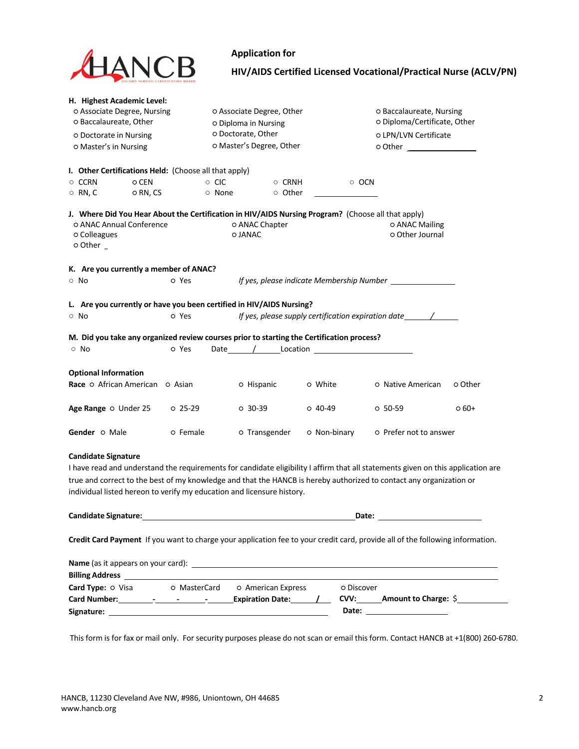HANCB

**Application for**

**HIV/AIDS Certified Licensed Vocational/Practical Nurse (ACLV/PN)**

**H. Highest Academic Level:**

- ○ Associate Degree, Nursing
- ○ Associate Degree, Other
- ○ Baccalaureate, Nursing
- ○ Baccalaureate, Other
- ○ Diploma in Nursing
- ○ Diploma/Certificate, Other
- ○ Doctorate in Nursing
- ○ Doctorate, Other
- ○ LPN/LVN Certificate
- ○ Master's in Nursing
- ○ Master's Degree, Other
- ○ Other ______________

**I. Other Certifications Held:** (Choose all that apply)

- ○ CCRN
- ○ CEN
- ○ CIC
- ○ CRNH
- ○ OCN
- ○ RN, C
- ○ RN, CS
- ○ None
- ○ Other ______________

**J. Where Did You Hear About the Certification in HIV/AIDS Nursing Program?** (Choose all that apply)

- ○ ANAC Annual Conference
- ○ ANAC Chapter
- ○ ANAC Mailing
- ○ Colleagues
- ○ JANAC
- ○ Other Journal
- ○ Other _

**K. Are you currently a member of ANAC?**

○ No ○ Yes *If yes, please indicate Membership Number* ______________

**L. Are you currently or have you been certified in HIV/AIDS Nursing?**

○ No ○ Yes *If yes, please supply certification expiration date* ______/______

**M. Did you take any organized review courses prior to starting the Certification process?**

○ No ○ Yes Date ______/______ Location ______________

**Optional Information**

**Race** ○ African American ○ Asian ○ Hispanic ○ White ○ Native American ○ Other

**Age Range** ○ Under 25 ○ 25-29 ○ 30-39 ○ 40-49 ○ 50-59 ○ 60+

**Gender** ○ Male ○ Female ○ Transgender ○ Non-binary ○ Prefer not to answer

**Candidate Signature**

I have read and understand the requirements for candidate eligibility I affirm that all statements given on this application are true and correct to the best of my knowledge and that the HANCB is hereby authorized to contact any organization or individual listed hereon to verify my education and licensure history.

**Candidate Signature:** ______________________________ **Date:** ______________

**Credit Card Payment** If you want to charge your application fee to your credit card, provide all of the following information.

**Name** (as it appears on your card): ______________________________

**Billing Address** ______________________________

**Card Type:** ○ Visa ○ MasterCard ○ American Express ○ Discover

**Card Number:**________-______-______-________ **Expiration Date:**______/____ **CVV:**______ **Amount to Charge:** $__________

**Signature:** ______________________________ **Date:** ______________

This form is for fax or mail only. For security purposes please do not scan or email this form. Contact HANCB at +1(800) 260-6780.

HANCB, 11230 Cleveland Ave NW, #986, Uniontown, OH 44685
www.hancb.org